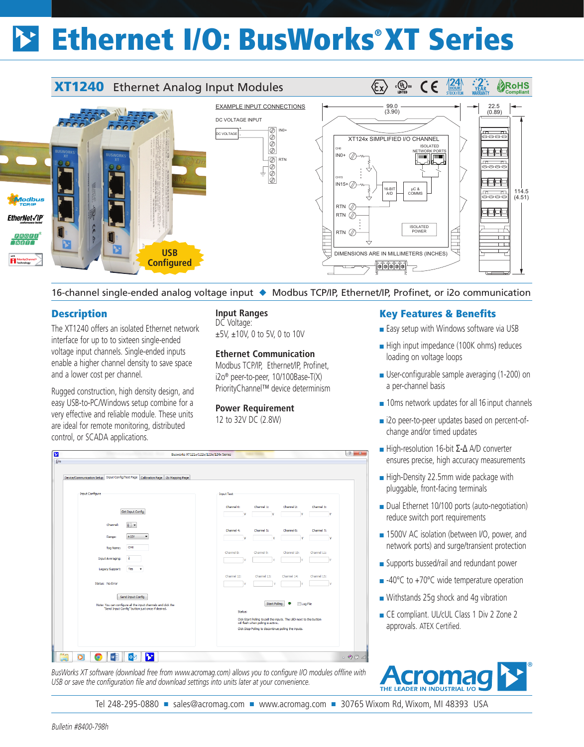# Ethernet I/O: BusWorks® XT Series

## XT1240 Ethernet Analog Input Modules

USB Configured

EXAMPLE INPUT CONNECTIONS

DC VOLTAGE INPUT

XT124x SIMPLIFIED I/O CHANNEL

DIMENSIONS ARE IN MILLIMETERS (INCHES)

16-channel single-ended analog voltage input ◆ Modbus TCP/IP, Ethernet/IP, Profinet, or i2o communication

## Description

The XT1240 offers an isolated Ethernet network interface for up to to sixteen single-ended voltage input channels. Single-ended inputs enable a higher channel density to save space and a lower cost per channel.

Rugged construction, high density design, and easy USB-to-PC/Windows setup combine for a very effective and reliable module. These units are ideal for remote monitoring, distributed control, or SCADA applications.

### Input Ranges

DC Voltage:
±5V, ±10V, 0 to 5V, 0 to 10V

### Ethernet Communication

Modbus TCP/IP, Ethernet/IP, Profinet, i2o® peer-to-peer, 10/100Base-T(X) PriorityChannel™ device determinism

### Power Requirement

12 to 32V DC (2.8W)

## Key Features & Benefits

- Easy setup with Windows software via USB
- High input impedance (100K ohms) reduces loading on voltage loops
- User-configurable sample averaging (1-200) on a per-channel basis
- 10ms network updates for all 16 input channels
- i2o peer-to-peer updates based on percent-of-change and/or timed updates
- High-resolution 16-bit Σ-Δ A/D converter ensures precise, high accuracy measurements
- High-Density 22.5mm wide package with pluggable, front-facing terminals
- Dual Ethernet 10/100 ports (auto-negotiation) reduce switch port requirements
- 1500V AC isolation (between I/O, power, and network ports) and surge/transient protection
- Supports bussed/rail and redundant power
- -40°C to +70°C wide temperature operation
- Withstands 25g shock and 4g vibration
- CE compliant. UL/cUL Class 1 Div 2 Zone 2 approvals. ATEX Certified.

*BusWorks XT software (download free from www.acromag.com) allows you to configure I/O modules offline with USB or save the configuration file and download settings into units later at your convenience.*

Tel 248-295-0880 ■ sales@acromag.com ■ www.acromag.com ■ 30765 Wixom Rd, Wixom, MI 48393 USA

*Bulletin #8400-798h*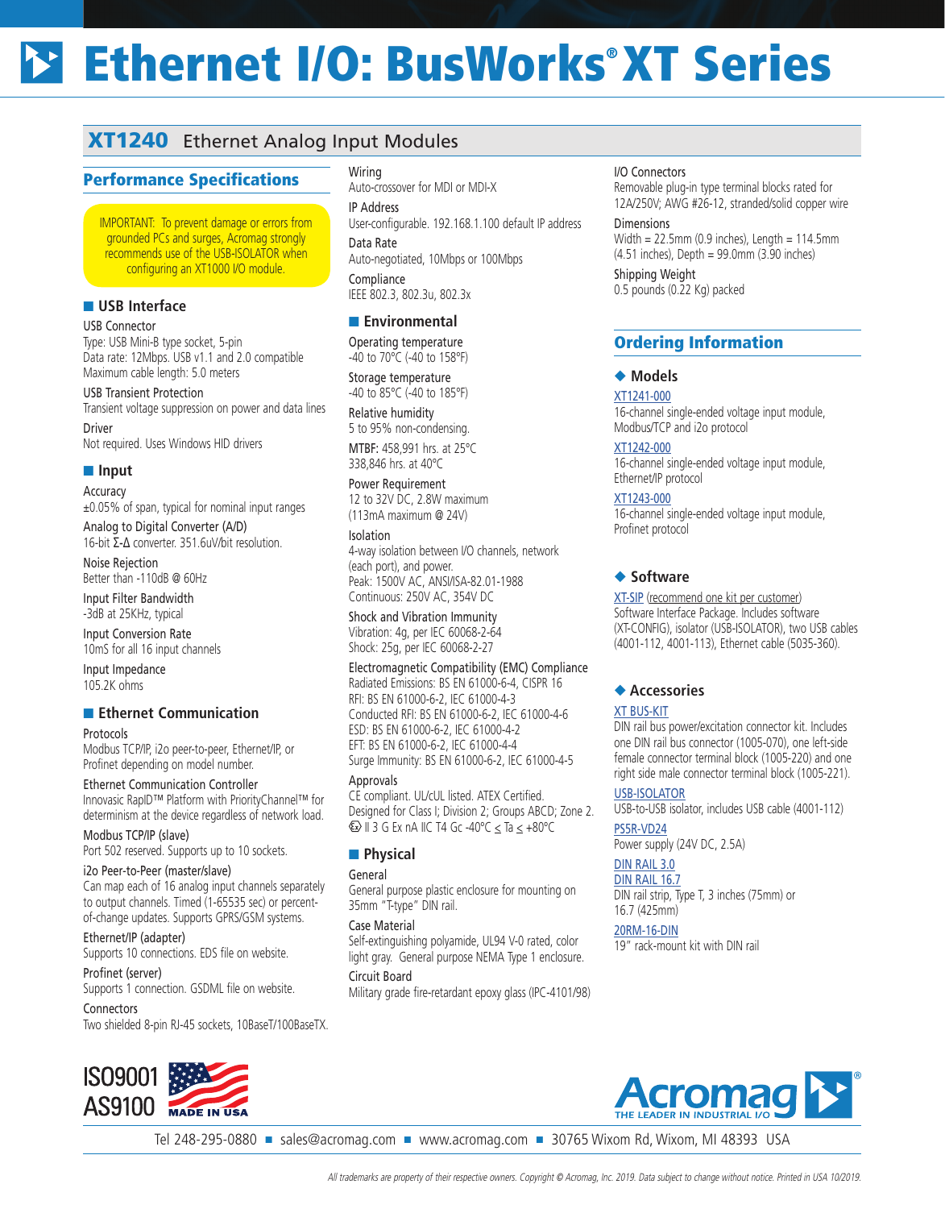# Ethernet I/O: BusWorks® XT Series

## XT1240 Ethernet Analog Input Modules

## Performance Specifications

IMPORTANT: To prevent damage or errors from grounded PCs and surges, Acromag strongly recommends use of the USB-ISOLATOR when configuring an XT1000 I/O module.

### USB Interface

USB Connector
Type: USB Mini-B type socket, 5-pin
Data rate: 12Mbps. USB v1.1 and 2.0 compatible
Maximum cable length: 5.0 meters

USB Transient Protection
Transient voltage suppression on power and data lines

Driver
Not required. Uses Windows HID drivers

### Input

Accuracy
±0.05% of span, typical for nominal input ranges

Analog to Digital Converter (A/D)
16-bit Σ-Δ converter. 351.6uV/bit resolution.

Noise Rejection
Better than -110dB @ 60Hz

Input Filter Bandwidth
-3dB at 25KHz, typical

Input Conversion Rate
10mS for all 16 input channels

Input Impedance
105.2K ohms

### Ethernet Communication

Protocols
Modbus TCP/IP, i2o peer-to-peer, Ethernet/IP, or Profinet depending on model number.

Ethernet Communication Controller
Innovasic RapID™ Platform with PriorityChannel™ for determinism at the device regardless of network load.

Modbus TCP/IP (slave)
Port 502 reserved. Supports up to 10 sockets.

i2o Peer-to-Peer (master/slave)
Can map each of 16 analog input channels separately to output channels. Timed (1-65535 sec) or percent-of-change updates. Supports GPRS/GSM systems.

Ethernet/IP (adapter)
Supports 10 connections. EDS file on website.

Profinet (server)
Supports 1 connection. GSDML file on website.

Connectors
Two shielded 8-pin RJ-45 sockets, 10BaseT/100BaseTX.

Wiring
Auto-crossover for MDI or MDI-X

IP Address
User-configurable. 192.168.1.100 default IP address

Data Rate
Auto-negotiated, 10Mbps or 100Mbps

Compliance
IEEE 802.3, 802.3u, 802.3x

### Environmental

Operating temperature
-40 to 70°C (-40 to 158°F)

Storage temperature
-40 to 85°C (-40 to 185°F)

Relative humidity
5 to 95% non-condensing.

MTBF: 458,991 hrs. at 25°C
338,846 hrs. at 40°C

Power Requirement
12 to 32V DC, 2.8W maximum
(113mA maximum @ 24V)

Isolation
4-way isolation between I/O channels, network (each port), and power.
Peak: 1500V AC, ANSI/ISA-82.01-1988
Continuous: 250V AC, 354V DC

Shock and Vibration Immunity
Vibration: 4g, per IEC 60068-2-64
Shock: 25g, per IEC 60068-2-27

Electromagnetic Compatibility (EMC) Compliance
Radiated Emissions: BS EN 61000-6-4, CISPR 16
RFI: BS EN 61000-6-2, IEC 61000-4-3
Conducted RFI: BS EN 61000-6-2, IEC 61000-4-6
ESD: BS EN 61000-6-2, IEC 61000-4-2
EFT: BS EN 61000-6-2, IEC 61000-4-4
Surge Immunity: BS EN 61000-6-2, IEC 61000-4-5

Approvals
CE compliant. UL/cUL listed. ATEX Certified.
Designed for Class I; Division 2; Groups ABCD; Zone 2.
Ex II 3 G Ex nA IIC T4 Gc -40°C ≤ Ta ≤ +80°C

### Physical

General
General purpose plastic enclosure for mounting on 35mm "T-type" DIN rail.

Case Material
Self-extinguishing polyamide, UL94 V-0 rated, color light gray. General purpose NEMA Type 1 enclosure.

Circuit Board
Military grade fire-retardant epoxy glass (IPC-4101/98)

I/O Connectors
Removable plug-in type terminal blocks rated for 12A/250V; AWG #26-12, stranded/solid copper wire

Dimensions
Width = 22.5mm (0.9 inches), Length = 114.5mm (4.51 inches), Depth = 99.0mm (3.90 inches)

Shipping Weight
0.5 pounds (0.22 Kg) packed

## Ordering Information

### Models

XT1241-000
16-channel single-ended voltage input module, Modbus/TCP and i2o protocol

XT1242-000
16-channel single-ended voltage input module, Ethernet/IP protocol

XT1243-000
16-channel single-ended voltage input module, Profinet protocol

### Software

XT-SIP (recommend one kit per customer)
Software Interface Package. Includes software (XT-CONFIG), isolator (USB-ISOLATOR), two USB cables (4001-112, 4001-113), Ethernet cable (5035-360).

### Accessories

XT BUS-KIT
DIN rail bus power/excitation connector kit. Includes one DIN rail bus connector (1005-070), one left-side female connector terminal block (1005-220) and one right side male connector terminal block (1005-221).

USB-ISOLATOR
USB-to-USB isolator, includes USB cable (4001-112)

PS5R-VD24
Power supply (24V DC, 2.5A)

DIN RAIL 3.0
DIN RAIL 16.7
DIN rail strip, Type T, 3 inches (75mm) or 16.7 (425mm)

20RM-16-DIN
19" rack-mount kit with DIN rail

ISO9001
AS9100
MADE IN USA

Acromag
THE LEADER IN INDUSTRIAL I/O

Tel 248-295-0880 ■ sales@acromag.com ■ www.acromag.com ■ 30765 Wixom Rd, Wixom, MI 48393 USA

*All trademarks are property of their respective owners. Copyright © Acromag, Inc. 2019. Data subject to change without notice. Printed in USA 10/2019.*